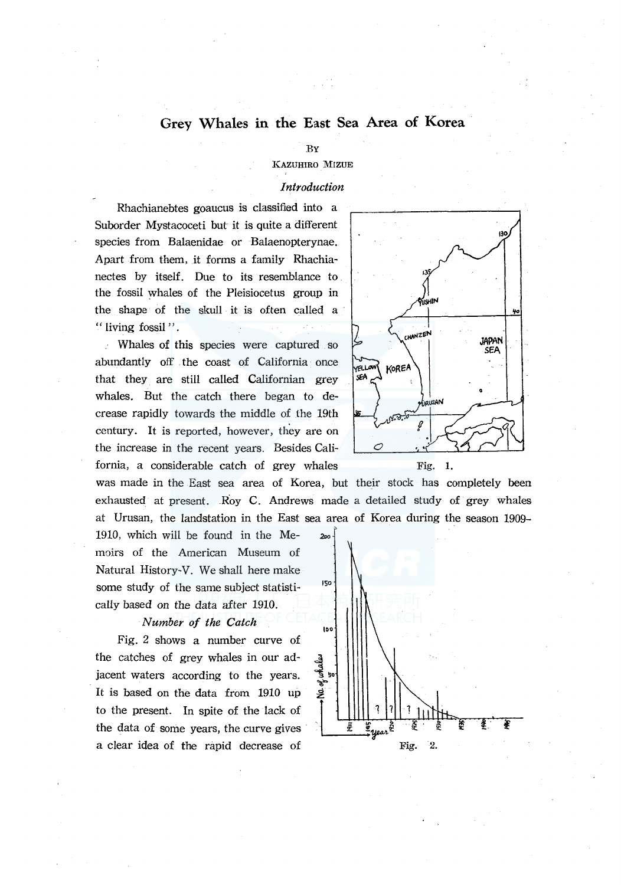# Grey Whales in the East Sea Area of Korea

By

Kazuhiro Mizue

## *Introduction*

Rhachianebtes goaucus is classified into a Suborder Mystacoceti but it is quite a different species from Balaenidae or Balaenopterynae. Apart from them, it forms a family Rhachianectes by itself. Due to its resemblance to the fossil whales of the Pleisiocetus group in the shape of the skull it is often called a " living fossil ".

Whales of this species were captured so abundantly off the coast of California once that they are still called Californian grey whales. But the catch there began to decrease rapidly towards the middle of the 19th century. It is reported, however, they are on the increase in the recent years. Besides California, a considerable catch of grey whales was made in the East sea area of Korea, but their stock has completely been exhausted at present. Roy C. Andrews made a detailed study of grey whales at Urusan, the landstation in the East sea area of Korea during the season 1909-1910, which will be found in the Memoirs of the American Museum of Natural History-V. We shall here make some study of the same subject statistically based on the data after 1910.

Fig. 1.

### *Number of the Catch*

Fig. 2 shows a number curve of the catches of grey whales in our adjacent waters according to the years. It is based on the data from 1910 up to the present. In spite of the lack of the data of some years, the curve gives a clear idea of the rapid decrease of

Fig. 2.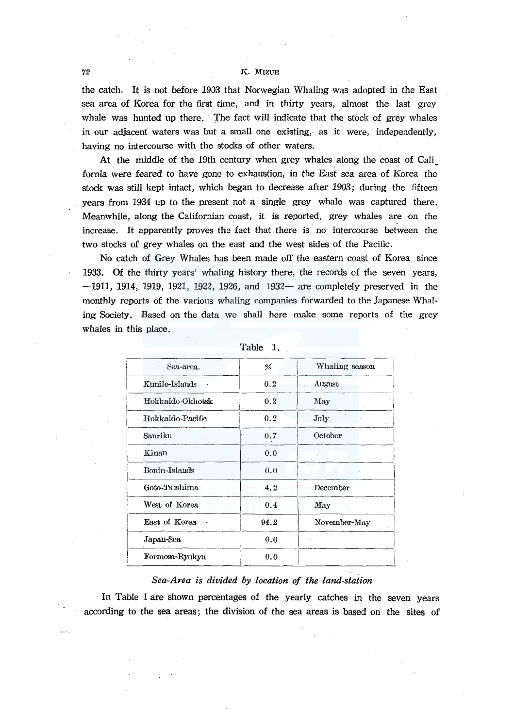the catch. It is not before 1903 that Norwegian Whaling was adopted in the East sea area of Korea for the first time, and in thirty years, almost the last grey whale was hunted up there. The fact will indicate that the stock of grey whales in our adjacent waters was but a small one existing, as it were, independently, having no intercourse with the stocks of other waters.

At the middle of the 19th century when grey whales along the coast of California were feared to have gone to exhaustion, in the East sea area of Korea the stock was still kept intact, which began to decrease after 1903; during the fifteen years from 1934 up to the present not a single grey whale was captured there. Meanwhile, along the Californian coast, it is reported, grey whales are on the increase. It apparently proves the fact that there is no intercourse between the two stocks of grey whales on the east and the west sides of the Pacific.

No catch of Grey Whales has been made off the eastern coast of Korea since 1933. Of the thirty years' whaling history there, the records of the seven years, —1911, 1914, 1919, 1921, 1922, 1926, and 1932— are completely preserved in the monthly reports of the various whaling companies forwarded to the Japanese Whaling Society. Based on the data we shall here make some reports of the grey whales in this place.

Table 1.

| Sea-area. | % | Whaling season |
|---|---|---|
| Kurile-Islands | 0.2 | August |
| Hokkaido-Okhotsk | 0.2 | May |
| Hokkaido-Pacific | 0.2 | July |
| Sanriku | 0.7 | October |
| Kinan | 0.0 | |
| Bonin-Islands | 0.0 | |
| Goto-Tsushima | 4.2 | December |
| West of Korea | 0.4 | May |
| East of Korea | 94.2 | November-May |
| Japan-Sea | 0.0 | |
| Formosa-Ryukyu | 0.0 | |

*Sea-Area is divided by location of the land-station*

In Table 1 are shown percentages of the yearly catches in the seven years according to the sea areas; the division of the sea areas is based on the sites of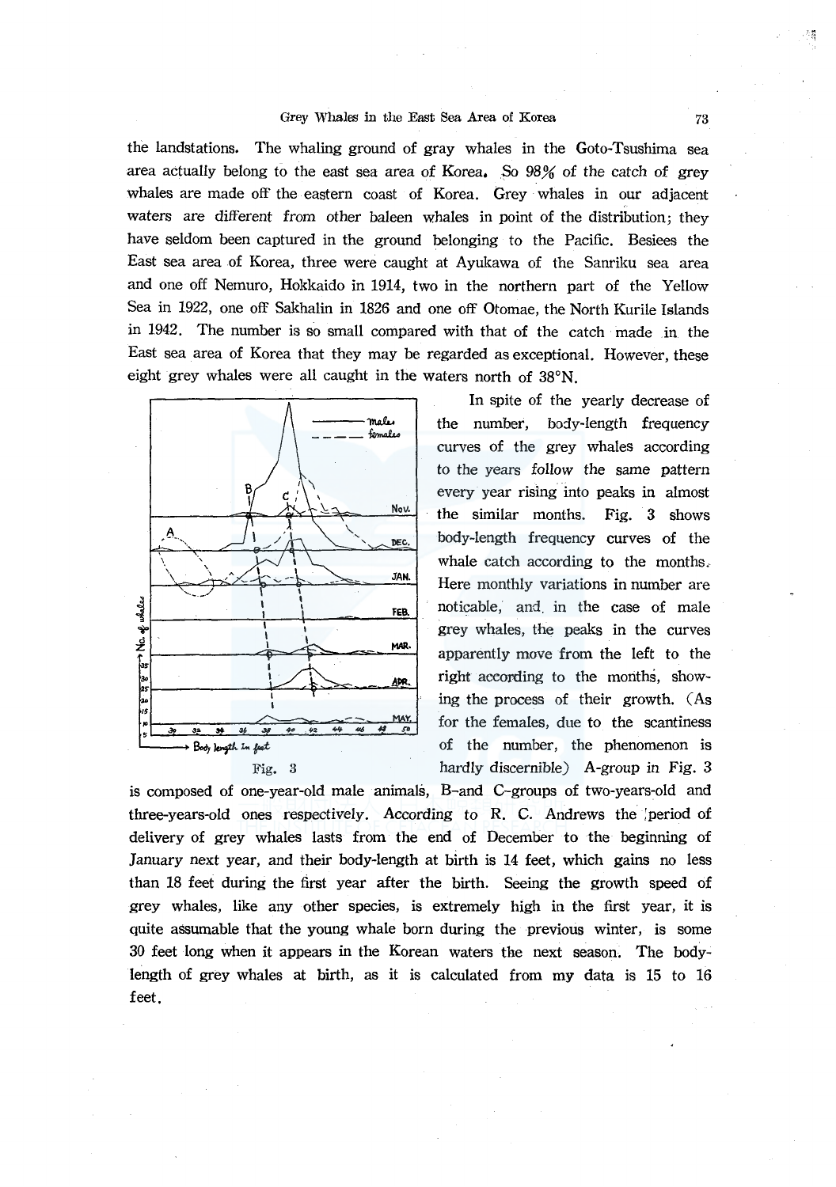the landstations. The whaling ground of gray whales in the Goto-Tsushima sea area actually belong to the east sea area of Korea. So 98% of the catch of grey whales are made off the eastern coast of Korea. Grey whales in our adjacent waters are different from other baleen whales in point of the distribution; they have seldom been captured in the ground belonging to the Pacific. Besiees the East sea area of Korea, three were caught at Ayukawa of the Sanriku sea area and one off Nemuro, Hokkaido in 1914, two in the northern part of the Yellow Sea in 1922, one off Sakhalin in 1826 and one off Otomae, the North Kurile Islands in 1942. The number is so small compared with that of the catch made in the East sea area of Korea that they may be regarded as exceptional. However, these eight grey whales were all caught in the waters north of 38°N.

In spite of the yearly decrease of the number, body-length frequency curves of the grey whales according to the years follow the same pattern every year rising into peaks in almost the similar months. Fig. 3 shows body-length frequency curves of the whale catch according to the months. Here monthly variations in number are noticable, and in the case of male grey whales, the peaks in the curves apparently move from the left to the right according to the months, showing the process of their growth. (As for the females, due to the scantiness of the number, the phenomenon is hardly discernible) A-group in Fig. 3 is composed of one-year-old male animals, B-and C-groups of two-years-old and three-years-old ones respectively. According to R. C. Andrews the period of delivery of grey whales lasts from the end of December to the beginning of January next year, and their body-length at birth is 14 feet, which gains no less than 18 feet during the first year after the birth. Seeing the growth speed of grey whales, like any other species, is extremely high in the first year, it is quite assumable that the young whale born during the previous winter, is some 30 feet long when it appears in the Korean waters the next season. The body-length of grey whales at birth, as it is calculated from my data is 15 to 16 feet.

Fig. 3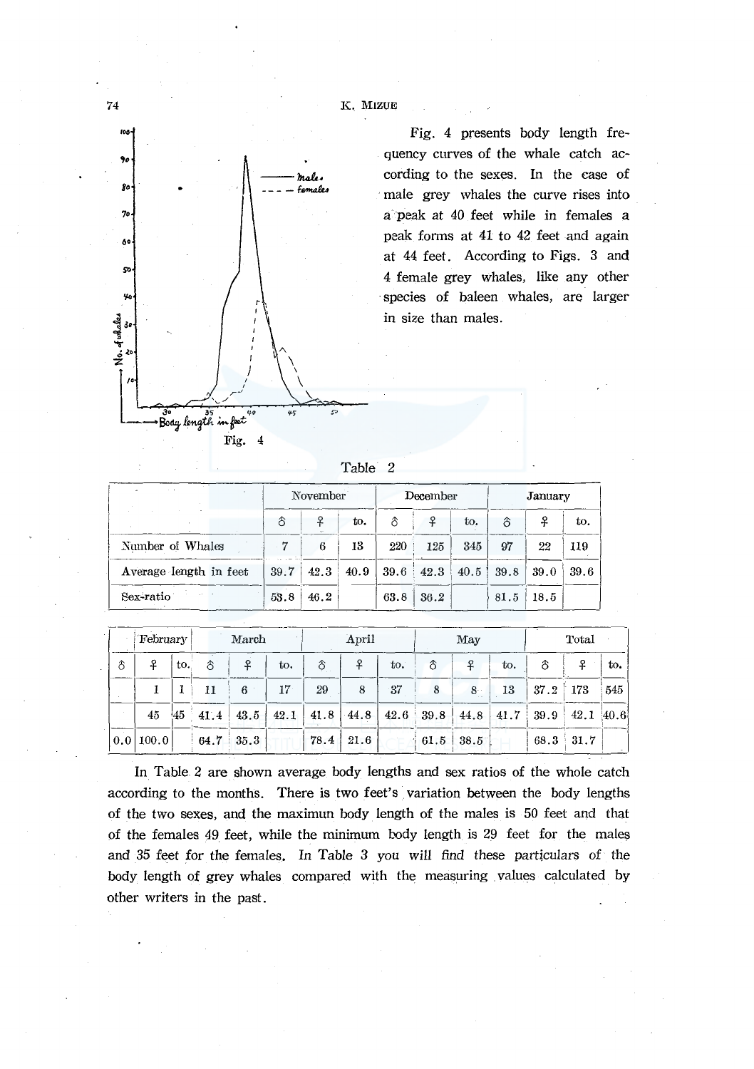Fig. 4

Fig. 4 presents body length frequency curves of the whale catch according to the sexes. In the case of male grey whales the curve rises into a peak at 40 feet while in females a peak forms at 41 to 42 feet and again at 44 feet. According to Figs. 3 and 4 female grey whales, like any other species of baleen whales, are larger in size than males.

Table 2

| | November | | | December | | | January | | | February | | | March | | | April | | | May | | | Total | | |
|---|---|---|---|---|---|---|---|---|---|---|---|---|---|---|---|---|---|---|---|---|---|---|---|---|
| | ♂ | ♀ | to. | ♂ | ♀ | to. | ♂ | ♀ | to. | ♂ | ♀ | to. | ♂ | ♀ | to. | ♂ | ♀ | to. | ♂ | ♀ | to. | ♂ | ♀ | to. |
| Number of Whales | 7 | 6 | 13 | 220 | 125 | 345 | 97 | 22 | 119 | | 1 | 1 | 11 | 6 | 17 | 29 | 8 | 37 | 8 | 8 | 13 | 37.2 | 173 | 545 |
| Average length in feet | 39.7 | 42.3 | 40.9 | 39.6 | 42.3 | 40.5 | 39.8 | 39.0 | 39.6 | | 45 | 45 | 41.4 | 43.5 | 42.1 | 41.8 | 44.8 | 42.6 | 39.8 | 44.8 | 41.7 | 39.9 | 42.1 | 40.6 |
| Sex-ratio | 53.8 | 46.2 | | 63.8 | 36.2 | | 81.5 | 18.5 | | 0.0 | 100.0 | | 64.7 | 35.3 | | 78.4 | 21.6 | | 61.5 | 38.5 | | 68.3 | 31.7 | |

In Table 2 are shown average body lengths and sex ratios of the whole catch according to the months. There is two feet's variation between the body lengths of the two sexes, and the maximun body length of the males is 50 feet and that of the females 49 feet, while the minimum body length is 29 feet for the males and 35 feet for the females. In Table 3 you will find these particulars of the body length of grey whales compared with the measuring values calculated by other writers in the past.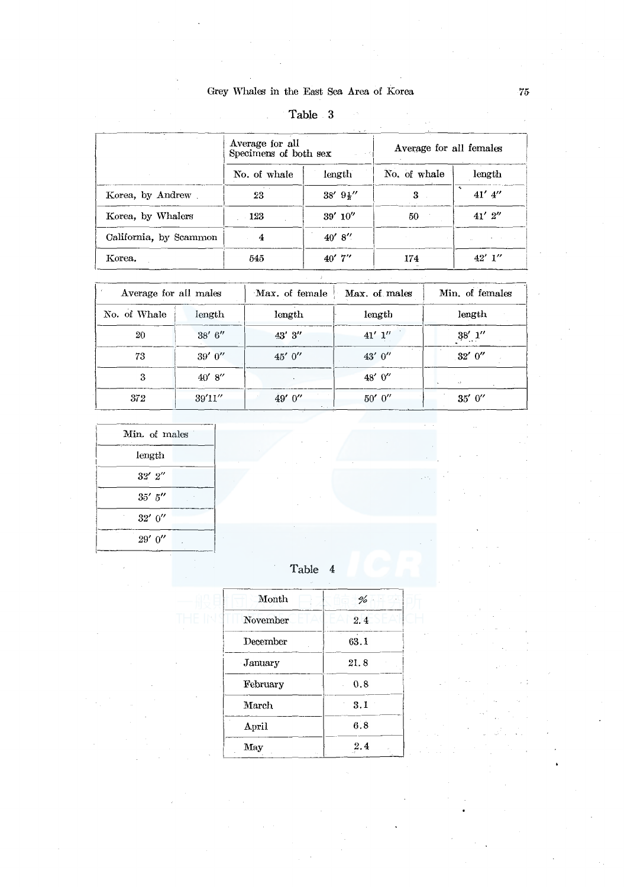Table 3

| | Average for all Specimens of both sex | | Average for all females | | Average for all males | | Max. of female | Max. of males | Min. of females | Min. of males |
|---|---|---|---|---|---|---|---|---|---|---|
| | No. of whale | length | No. of whale | length | No. of Whale | length | length | length | length | length |
| Korea, by Andrew | 23 | 38′ 9½″ | 3 | 41′ 4″ | 20 | 38′ 6″ | 43′ 3″ | 41′ 1″ | 38′ 1″ | 32′ 2″ |
| Korea, by Whalers | 123 | 39′ 10″ | 50 | 41′ 2″ | 73 | 39′ 0″ | 45′ 0″ | 43′ 0″ | 32′ 0″ | 35′ 5″ |
| California, by Scammon | 4 | 40′ 8″ | | | 3 | 40′ 8″ | | 48′ 0″ | | 32′ 0″ |
| Korea. | 545 | 40′ 7″ | 174 | 42′ 1″ | 372 | 39′11″ | 49′ 0″ | 50′ 0″ | 35′ 0″ | 29′ 0″ |

Table 4

| Month | % |
|---|---|
| November | 2.4 |
| December | 63.1 |
| January | 21.8 |
| February | 0.8 |
| March | 3.1 |
| April | 6.8 |
| May | 2.4 |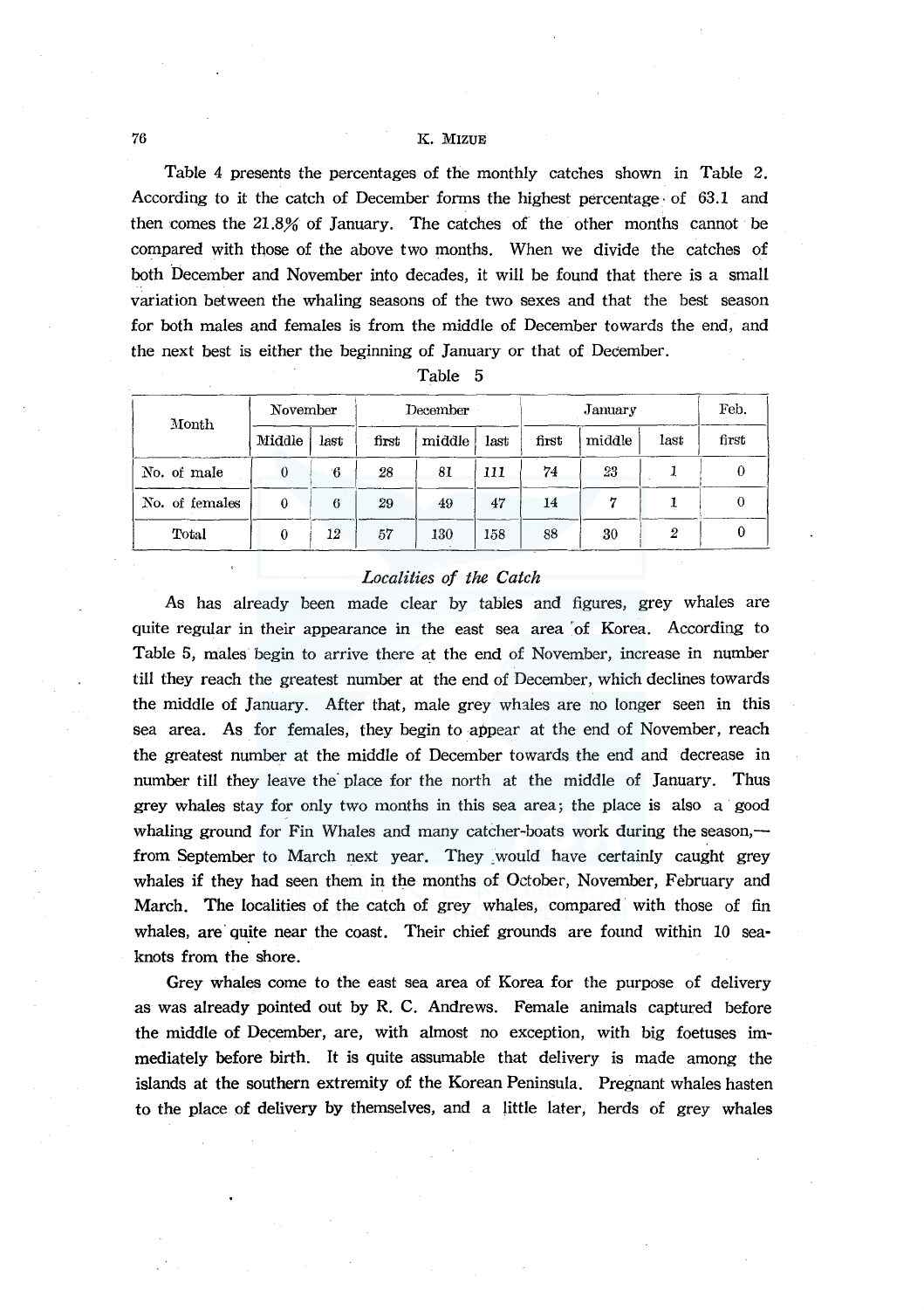Table 4 presents the percentages of the monthly catches shown in Table 2. According to it the catch of December forms the highest percentage of 63.1 and then comes the 21.8% of January. The catches of the other months cannot be compared with those of the above two months. When we divide the catches of both December and November into decades, it will be found that there is a small variation between the whaling seasons of the two sexes and that the best season for both males and females is from the middle of December towards the end, and the next best is either the beginning of January or that of December.

Table 5

| Month | November | | December | | | January | | | Feb. |
|---|---|---|---|---|---|---|---|---|---|
| | Middle | last | first | middle | last | first | middle | last | first |
| No. of male | 0 | 6 | 28 | 81 | 111 | 74 | 23 | 1 | 0 |
| No. of females | 0 | 6 | 29 | 49 | 47 | 14 | 7 | 1 | 0 |
| Total | 0 | 12 | 57 | 130 | 158 | 88 | 30 | 2 | 0 |

### *Localities of the Catch*

As has already been made clear by tables and figures, grey whales are quite regular in their appearance in the east sea area of Korea. According to Table 5, males begin to arrive there at the end of November, increase in number till they reach the greatest number at the end of December, which declines towards the middle of January. After that, male grey whales are no longer seen in this sea area. As for females, they begin to appear at the end of November, reach the greatest number at the middle of December towards the end and decrease in number till they leave the place for the north at the middle of January. Thus grey whales stay for only two months in this sea area; the place is also a good whaling ground for Fin Whales and many catcher-boats work during the season,—from September to March next year. They would have certainly caught grey whales if they had seen them in the months of October, November, February and March. The localities of the catch of grey whales, compared with those of fin whales, are quite near the coast. Their chief grounds are found within 10 sea-knots from the shore.

Grey whales come to the east sea area of Korea for the purpose of delivery as was already pointed out by R. C. Andrews. Female animals captured before the middle of December, are, with almost no exception, with big foetuses immediately before birth. It is quite assumable that delivery is made among the islands at the southern extremity of the Korean Peninsula. Pregnant whales hasten to the place of delivery by themselves, and a little later, herds of grey whales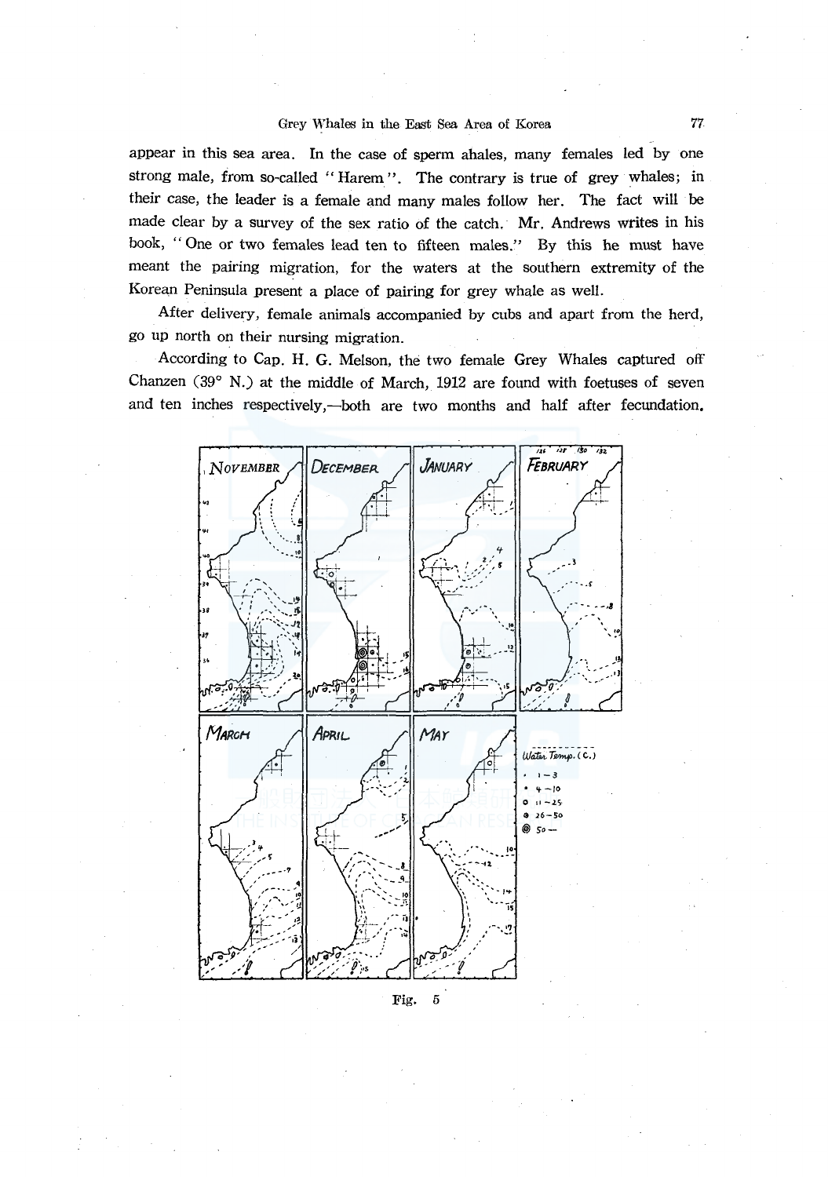appear in this sea area. In the case of sperm ahales, many females led by one strong male, from so-called "Harem". The contrary is true of grey whales; in their case, the leader is a female and many males follow her. The fact will be made clear by a survey of the sex ratio of the catch. Mr. Andrews writes in his book, "One or two females lead ten to fifteen males." By this he must have meant the pairing migration, for the waters at the southern extremity of the Korean Peninsula present a place of pairing for grey whale as well.

After delivery, female animals accompanied by cubs and apart from the herd, go up north on their nursing migration.

According to Cap. H. G. Melson, the two female Grey Whales captured off Chanzen (39° N.) at the middle of March, 1912 are found with foetuses of seven and ten inches respectively,—both are two months and half after fecundation.

Fig. 5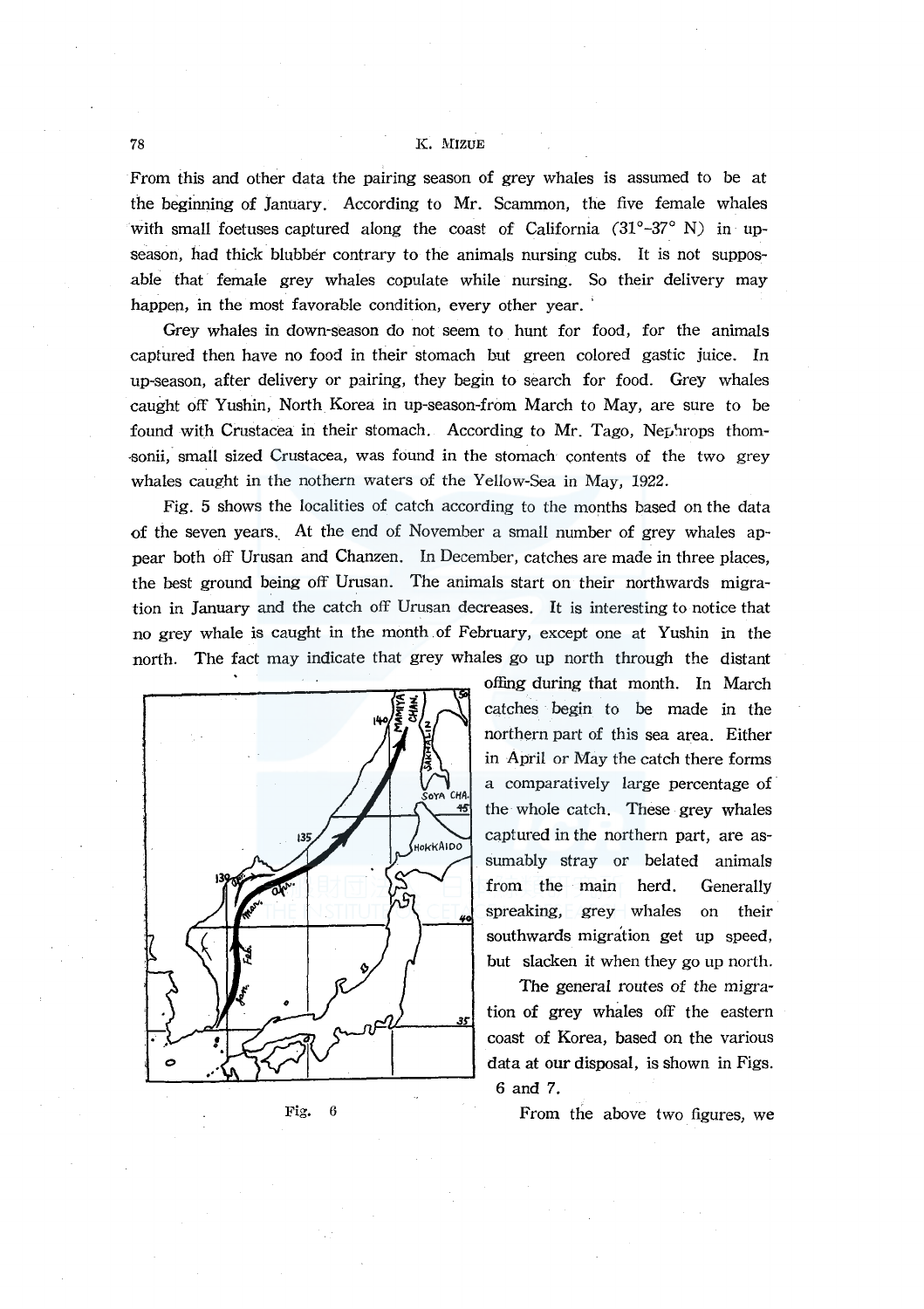From this and other data the pairing season of grey whales is assumed to be at the beginning of January. According to Mr. Scammon, the five female whales with small foetuses captured along the coast of California (31°–37° N) in up-season, had thick blubber contrary to the animals nursing cubs. It is not supposable that female grey whales copulate while nursing. So their delivery may happen, in the most favorable condition, every other year.

Grey whales in down-season do not seem to hunt for food, for the animals captured then have no food in their stomach but green colored gastic juice. In up-season, after delivery or pairing, they begin to search for food. Grey whales caught off Yushin, North Korea in up-season-from March to May, are sure to be found with Crustacea in their stomach. According to Mr. Tago, Nephrops thomsonii, small sized Crustacea, was found in the stomach contents of the two grey whales caught in the nothern waters of the Yellow-Sea in May, 1922.

Fig. 5 shows the localities of catch according to the months based on the data of the seven years. At the end of November a small number of grey whales appear both off Urusan and Chanzen. In December, catches are made in three places, the best ground being off Urusan. The animals start on their northwards migration in January and the catch off Urusan decreases. It is interesting to notice that no grey whale is caught in the month of February, except one at Yushin in the north. The fact may indicate that grey whales go up north through the distant offing during that month. In March catches begin to be made in the northern part of this sea area. Either in April or May the catch there forms a comparatively large percentage of the whole catch. These grey whales captured in the northern part, are assumably stray or belated animals from the main herd. Generally speaking, grey whales on their southwards migration get up speed, but slacken it when they go up north.

The general routes of the migration of grey whales off the eastern coast of Korea, based on the various data at our disposal, is shown in Figs. 6 and 7.

Fig. 6

From the above two figures, we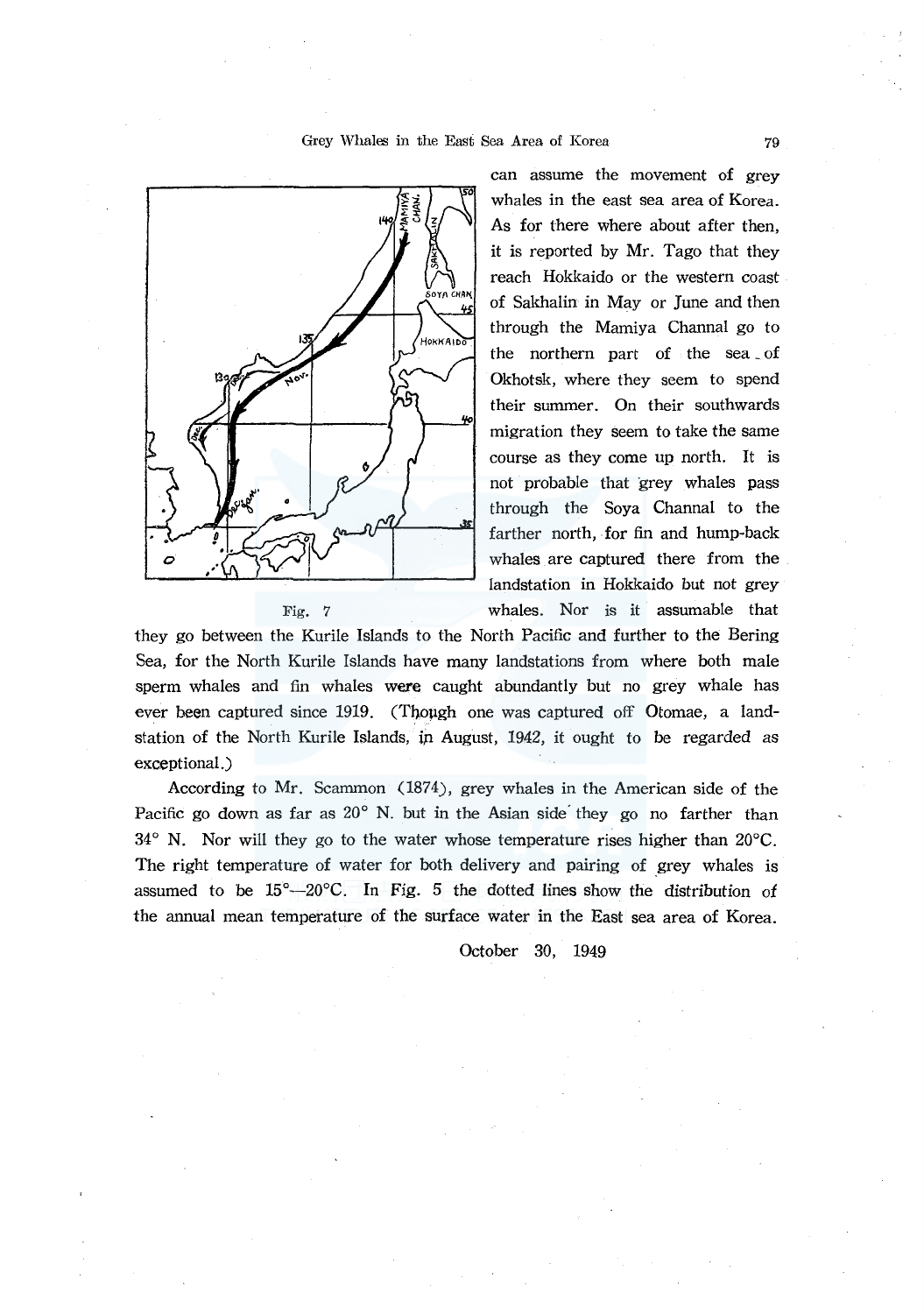can assume the movement of grey whales in the east sea area of Korea. As for there where about after then, it is reported by Mr. Tago that they reach Hokkaido or the western coast of Sakhalin in May or June and then through the Mamiya Channal go to the northern part of the sea of Okhotsk, where they seem to spend their summer. On their southwards migration they seem to take the same course as they come up north. It is not probable that grey whales pass through the Soya Channal to the farther north, for fin and hump-back whales are captured there from the landstation in Hokkaido but not grey whales. Nor is it assumable that they go between the Kurile Islands to the North Pacific and further to the Bering Sea, for the North Kurile Islands have many landstations from where both male sperm whales and fin whales were caught abundantly but no grey whale has ever been captured since 1919. (Though one was captured off Otomae, a landstation of the North Kurile Islands, in August, 1942, it ought to be regarded as exceptional.)

MAMIYA CHAN.
SAKHALIN
SOYA CHAN.
HOKKAIDO
140
135
130
50
45
40
35
Nov.

Fig. 7

According to Mr. Scammon (1874), grey whales in the American side of the Pacific go down as far as 20° N. but in the Asian side they go no farther than 34° N. Nor will they go to the water whose temperature rises higher than 20°C. The right temperature of water for both delivery and pairing of grey whales is assumed to be 15°—20°C. In Fig. 5 the dotted lines show the distribution of the annual mean temperature of the surface water in the East sea area of Korea.

October 30, 1949